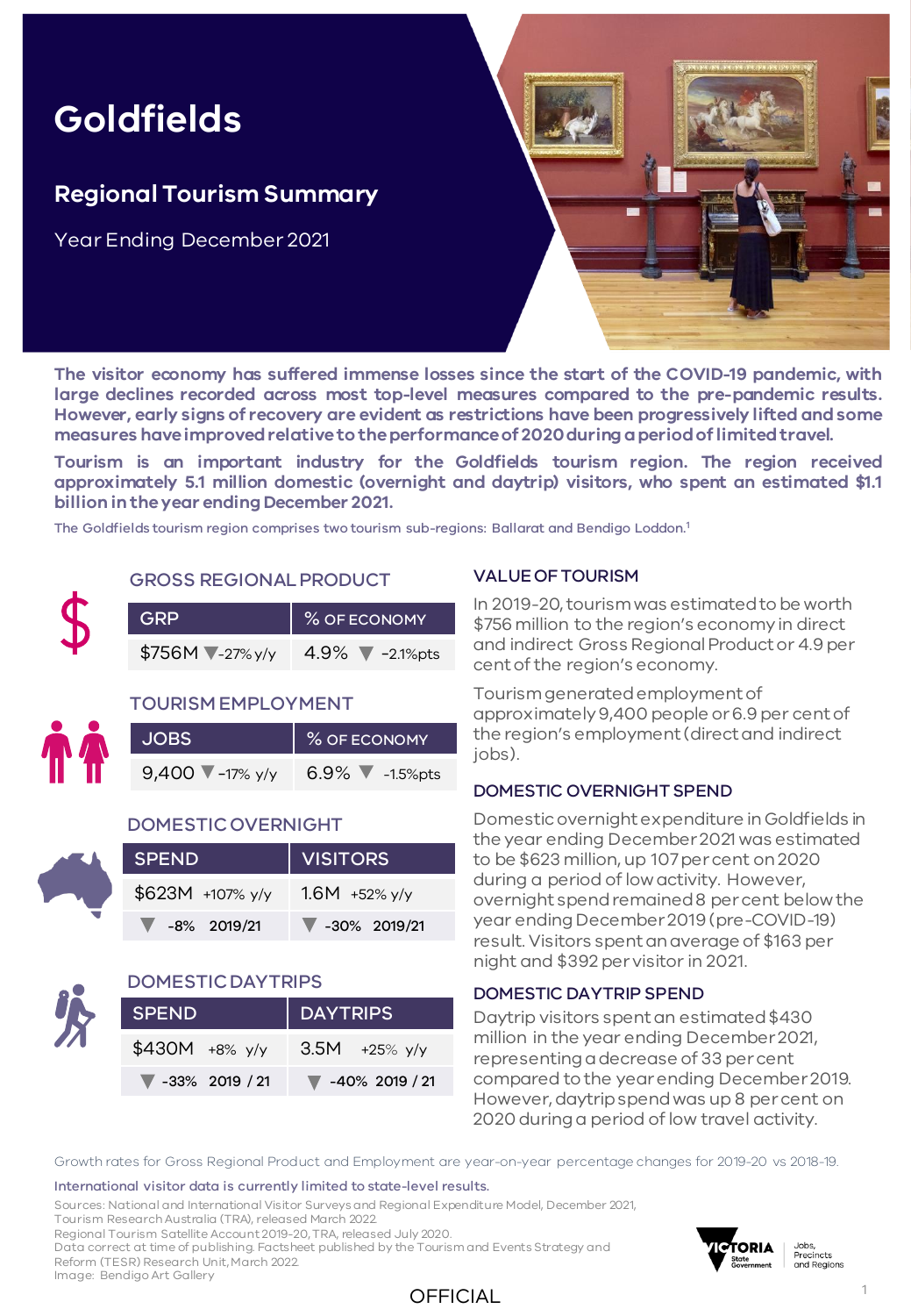# Goldfields

## Regional Tourism Summary

Year Ending December 2021

**The visitor economy has suffered immense losses since the start of the COVID-19 pandemic, with large declines recorded across most top-level measures compared to the pre-pandemic results. However, early signs of recovery are evident as restrictions have been progressively lifted and some measures have improved relative to the performance of 2020 during a period of limited travel.**

**Tourism is an important industry for the Goldfields tourism region. The region received approximately 5.1 million domestic (overnight and daytrip) visitors, who spent an estimated $1.1 billion in the year ending December 2021.**

The Goldfields tourism region comprises two tourism sub-regions: Ballarat and Bendigo Loddon.[1]

### GROSS REGIONAL PRODUCT

| GRP | % OF ECONOMY |
|---|---|
| $756M ▼-27% y/y | 4.9% ▼ -2.1%pts |

### TOURISM EMPLOYMENT

| JOBS | % OF ECONOMY |
|---|---|
| 9,400 ▼-17% y/y | 6.9% ▼ -1.5%pts |

### DOMESTIC OVERNIGHT

| SPEND | VISITORS |
|---|---|
| $623M +107% y/y | 1.6M +52% y/y |
| ▼ -8% 2019/21 | ▼ -30% 2019/21 |

### DOMESTIC DAYTRIPS

| SPEND | DAYTRIPS |
|---|---|
| $430M +8% y/y | 3.5M +25% y/y |
| ▼ -33% 2019 / 21 | ▼ -40% 2019 / 21 |

### VALUE OF TOURISM

In 2019-20, tourism was estimated to be worth $756 million to the region's economy in direct and indirect Gross Regional Product or 4.9 per cent of the region's economy.

Tourism generated employment of approximately 9,400 people or 6.9 per cent of the region's employment (direct and indirect jobs).

### DOMESTIC OVERNIGHT SPEND

Domestic overnight expenditure in Goldfields in the year ending December 2021 was estimated to be $623 million, up 107 per cent on 2020 during a period of low activity. However, overnight spend remained 8 per cent below the year ending December 2019 (pre-COVID-19) result. Visitors spent an average of $163 per night and $392 per visitor in 2021.

### DOMESTIC DAYTRIP SPEND

Daytrip visitors spent an estimated $430 million in the year ending December 2021, representing a decrease of 33 per cent compared to the year ending December 2019. However, daytrip spend was up 8 per cent on 2020 during a period of low travel activity.

Growth rates for Gross Regional Product and Employment are year-on-year percentage changes for 2019-20 vs 2018-19.

International visitor data is currently limited to state-level results.

Sources: National and International Visitor Surveys and Regional Expenditure Model, December 2021, Tourism Research Australia (TRA), released March 2022.
Regional Tourism Satellite Account 2019-20, TRA, released July 2020.
Data correct at time of publishing. Factsheet published by the Tourism and Events Strategy and Reform (TESR) Research Unit, March 2022.
Image: Bendigo Art Gallery

VICTORIA State Government | Jobs, Precincts and Regions

OFFICIAL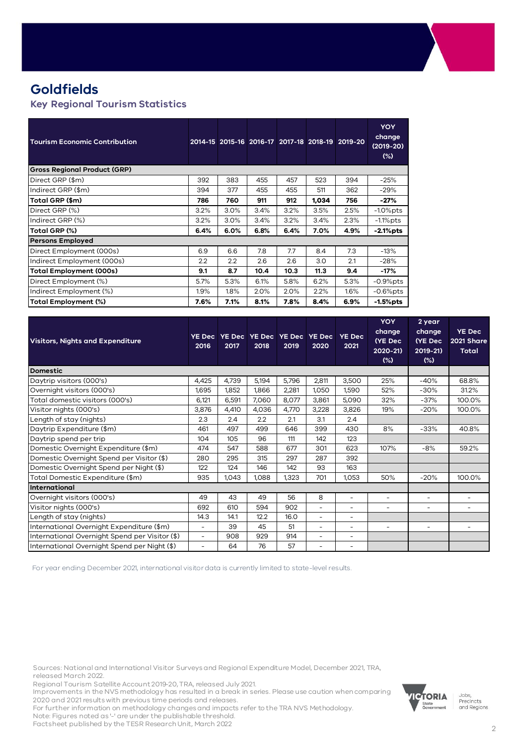# Goldfields

## Key Regional Tourism Statistics

| Tourism Economic Contribution | 2014-15 | 2015-16 | 2016-17 | 2017-18 | 2018-19 | 2019-20 | YOY change (2019-20) (%) |
|---|---|---|---|---|---|---|---|
| **Gross Regional Product (GRP)** | | | | | | | |
| Direct GRP ($m) | 392 | 383 | 455 | 457 | 523 | 394 | -25% |
| Indirect GRP ($m) | 394 | 377 | 455 | 455 | 511 | 362 | -29% |
| **Total GRP ($m)** | **786** | **760** | **911** | **912** | **1,034** | **756** | **-27%** |
| Direct GRP (%) | 3.2% | 3.0% | 3.4% | 3.2% | 3.5% | 2.5% | -1.0%pts |
| Indirect GRP (%) | 3.2% | 3.0% | 3.4% | 3.2% | 3.4% | 2.3% | -1.1%pts |
| **Total GRP (%)** | **6.4%** | **6.0%** | **6.8%** | **6.4%** | **7.0%** | **4.9%** | **-2.1%pts** |
| **Persons Employed** | | | | | | | |
| Direct Employment (000s) | 6.9 | 6.6 | 7.8 | 7.7 | 8.4 | 7.3 | -13% |
| Indirect Employment (000s) | 2.2 | 2.2 | 2.6 | 2.6 | 3.0 | 2.1 | -28% |
| **Total Employment (000s)** | **9.1** | **8.7** | **10.4** | **10.3** | **11.3** | **9.4** | **-17%** |
| Direct Employment (%) | 5.7% | 5.3% | 6.1% | 5.8% | 6.2% | 5.3% | -0.9%pts |
| Indirect Employment (%) | 1.9% | 1.8% | 2.0% | 2.0% | 2.2% | 1.6% | -0.6%pts |
| **Total Employment (%)** | **7.6%** | **7.1%** | **8.1%** | **7.8%** | **8.4%** | **6.9%** | **-1.5%pts** |

| Visitors, Nights and Expenditure | YE Dec 2016 | YE Dec 2017 | YE Dec 2018 | YE Dec 2019 | YE Dec 2020 | YE Dec 2021 | YOY change (YE Dec 2020-21) (%) | 2 year change (YE Dec 2019-21) (%) | YE Dec 2021 Share Total |
|---|---|---|---|---|---|---|---|---|---|
| **Domestic** | | | | | | | | | |
| Daytrip visitors (000's) | 4,425 | 4,739 | 5,194 | 5,796 | 2,811 | 3,500 | 25% | -40% | 68.8% |
| Overnight visitors (000's) | 1,695 | 1,852 | 1,866 | 2,281 | 1,050 | 1,590 | 52% | -30% | 31.2% |
| Total domestic visitors (000's) | 6,121 | 6,591 | 7,060 | 8,077 | 3,861 | 5,090 | 32% | -37% | 100.0% |
| Visitor nights (000's) | 3,876 | 4,410 | 4,036 | 4,770 | 3,228 | 3,826 | 19% | -20% | 100.0% |
| Length of stay (nights) | 2.3 | 2.4 | 2.2 | 2.1 | 3.1 | 2.4 | | | |
| Daytrip Expenditure ($m) | 461 | 497 | 499 | 646 | 399 | 430 | 8% | -33% | 40.8% |
| Daytrip spend per trip | 104 | 105 | 96 | 111 | 142 | 123 | | | |
| Domestic Overnight Expenditure ($m) | 474 | 547 | 588 | 677 | 301 | 623 | 107% | -8% | 59.2% |
| Domestic Overnight Spend per Visitor ($) | 280 | 295 | 315 | 297 | 287 | 392 | | | |
| Domestic Overnight Spend per Night ($) | 122 | 124 | 146 | 142 | 93 | 163 | | | |
| Total Domestic Expenditure ($m) | 935 | 1,043 | 1,088 | 1,323 | 701 | 1,053 | 50% | -20% | 100.0% |
| **International** | | | | | | | | | |
| Overnight visitors (000's) | 49 | 43 | 49 | 56 | 8 | - | - | - | - |
| Visitor nights (000's) | 692 | 610 | 594 | 902 | - | - | - | - | - |
| Length of stay (nights) | 14.3 | 14.1 | 12.2 | 16.0 | - | - | | | |
| International Overnight Expenditure ($m) | - | 39 | 45 | 51 | - | - | - | - | - |
| International Overnight Spend per Visitor ($) | - | 908 | 929 | 914 | - | - | | | |
| International Overnight Spend per Night ($) | - | 64 | 76 | 57 | - | - | | | |

For year ending December 2021, international visitor data is currently limited to state-level results.

Sources: National and International Visitor Surveys and Regional Expenditure Model, December 2021, TRA, released March 2022.
Regional Tourism Satellite Account 2019-20, TRA, released July 2021.
Improvements in the NVS methodology has resulted in a break in series. Please use caution when comparing 2020 and 2021 results with previous time periods and releases.
For further information on methodology changes and impacts refer to the TRA NVS Methodology.
Note: Figures noted as '-' are under the publishable threshold.
Factsheet published by the TESR Research Unit, March 2022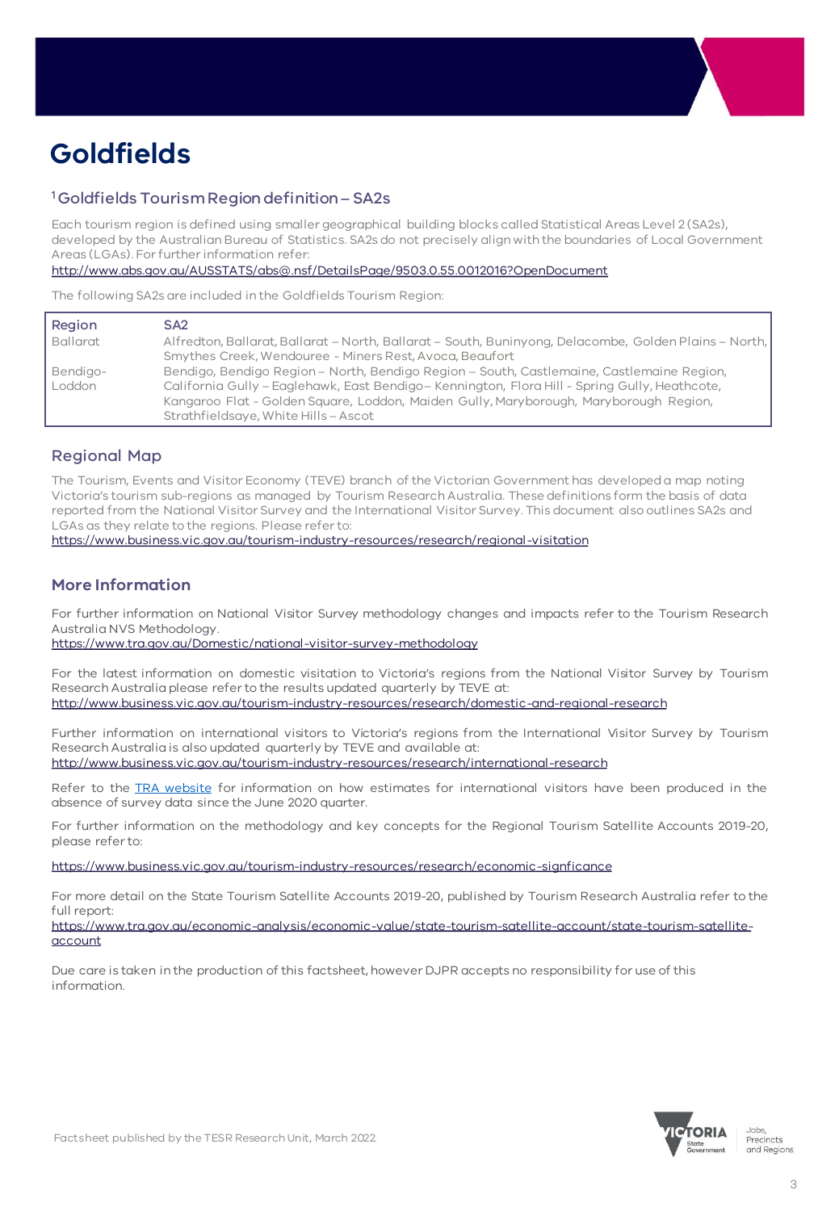# Goldfields

## [1]Goldfields Tourism Region definition – SA2s

Each tourism region is defined using smaller geographical building blocks called Statistical Areas Level 2 (SA2s), developed by the Australian Bureau of Statistics. SA2s do not precisely align with the boundaries of Local Government Areas (LGAs). For further information refer:
http://www.abs.gov.au/AUSSTATS/abs@.nsf/DetailsPage/9503.0.55.0012016?OpenDocument

The following SA2s are included in the Goldfields Tourism Region:

| Region | SA2 |
|---|---|
| Ballarat | Alfredton, Ballarat, Ballarat – North, Ballarat – South, Buninyong, Delacombe, Golden Plains – North, Smythes Creek, Wendouree - Miners Rest, Avoca, Beaufort |
| Bendigo-Loddon | Bendigo, Bendigo Region – North, Bendigo Region – South, Castlemaine, Castlemaine Region, California Gully – Eaglehawk, East Bendigo – Kennington, Flora Hill - Spring Gully, Heathcote, Kangaroo Flat - Golden Square, Loddon, Maiden Gully, Maryborough, Maryborough Region, Strathfieldsaye, White Hills – Ascot |

## Regional Map

The Tourism, Events and Visitor Economy (TEVE) branch of the Victorian Government has developed a map noting Victoria's tourism sub-regions as managed by Tourism Research Australia. These definitions form the basis of data reported from the National Visitor Survey and the International Visitor Survey. This document also outlines SA2s and LGAs as they relate to the regions. Please refer to:
https://www.business.vic.gov.au/tourism-industry-resources/research/regional-visitation

## More Information

For further information on National Visitor Survey methodology changes and impacts refer to the Tourism Research Australia NVS Methodology.
https://www.tra.gov.au/Domestic/national-visitor-survey-methodology

For the latest information on domestic visitation to Victoria's regions from the National Visitor Survey by Tourism Research Australia please refer to the results updated quarterly by TEVE at:
http://www.business.vic.gov.au/tourism-industry-resources/research/domestic-and-regional-research

Further information on international visitors to Victoria's regions from the International Visitor Survey by Tourism Research Australia is also updated quarterly by TEVE and available at:
http://www.business.vic.gov.au/tourism-industry-resources/research/international-research

Refer to the TRA website for information on how estimates for international visitors have been produced in the absence of survey data since the June 2020 quarter.

For further information on the methodology and key concepts for the Regional Tourism Satellite Accounts 2019-20, please refer to:

https://www.business.vic.gov.au/tourism-industry-resources/research/economic-signficance

For more detail on the State Tourism Satellite Accounts 2019-20, published by Tourism Research Australia refer to the full report:
https://www.tra.gov.au/economic-analysis/economic-value/state-tourism-satellite-account/state-tourism-satellite-account

Due care is taken in the production of this factsheet, however DJPR accepts no responsibility for use of this information.

Factsheet published by the TESR Research Unit, March 2022.